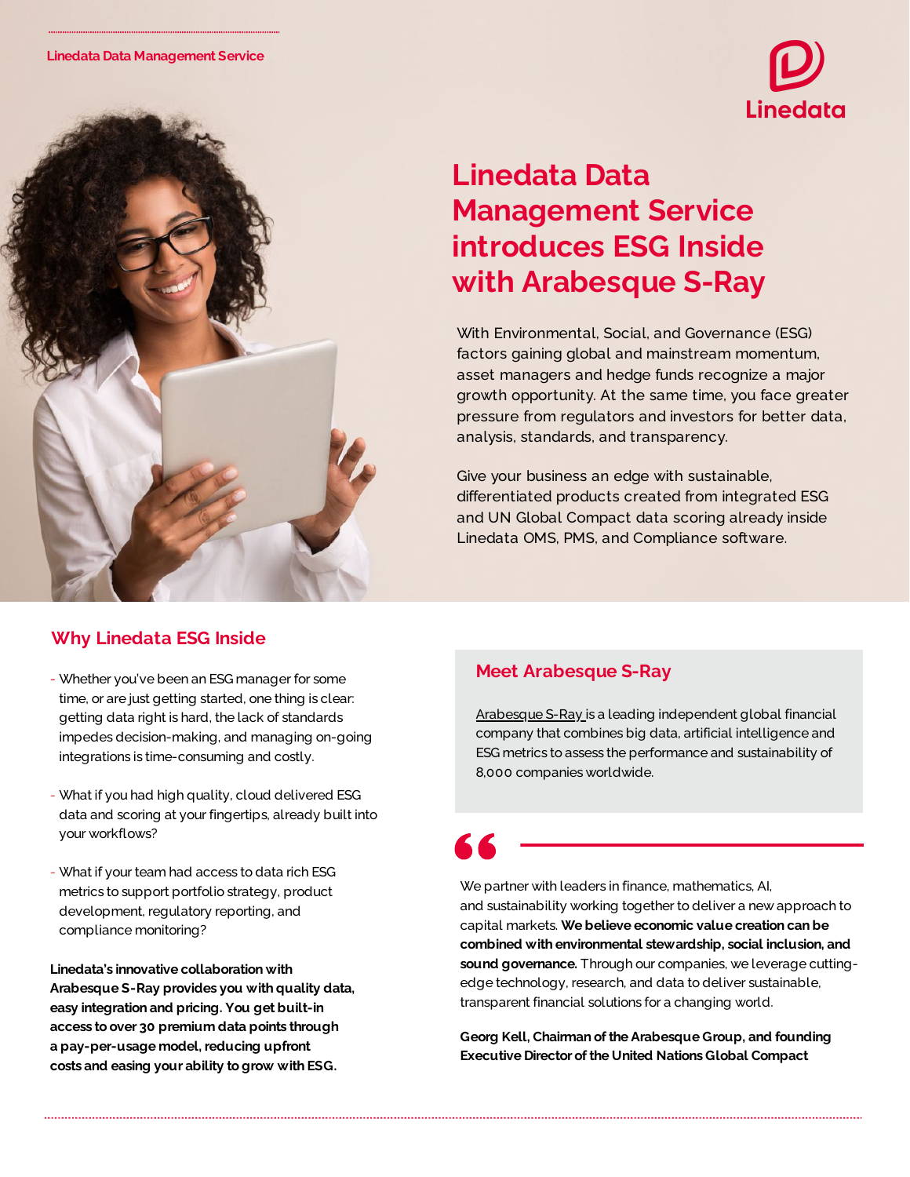Linedata Data Management Service

# Linedata Data Management Service introduces ESG Inside with Arabesque S-Ray

With Environmental, Social, and Governance (ESG) factors gaining global and mainstream momentum, asset managers and hedge funds recognize a major growth opportunity. At the same time, you face greater pressure from regulators and investors for better data, analysis, standards, and transparency.

Give your business an edge with sustainable, differentiated products created from integrated ESG and UN Global Compact data scoring already inside Linedata OMS, PMS, and Compliance software.

## Why Linedata ESG Inside

- Whether you've been an ESG manager for some time, or are just getting started, one thing is clear: getting data right is hard, the lack of standards impedes decision-making, and managing on-going integrations is time-consuming and costly.
- What if you had high quality, cloud delivered ESG data and scoring at your fingertips, already built into your workflows?
- What if your team had access to data rich ESG metrics to support portfolio strategy, product development, regulatory reporting, and compliance monitoring?

**Linedata's innovative collaboration with Arabesque S-Ray provides you with quality data, easy integration and pricing. You get built-in access to over 30 premium data points through a pay-per-usage model, reducing upfront costs and easing your ability to grow with ESG.**

## Meet Arabesque S-Ray

Arabesque S-Ray is a leading independent global financial company that combines big data, artificial intelligence and ESG metrics to assess the performance and sustainability of 8,000 companies worldwide.

> We partner with leaders in finance, mathematics, AI, and sustainability working together to deliver a new approach to capital markets. **We believe economic value creation can be combined with environmental stewardship, social inclusion, and sound governance.** Through our companies, we leverage cutting-edge technology, research, and data to deliver sustainable, transparent financial solutions for a changing world.
>
> **Georg Kell, Chairman of the Arabesque Group, and founding Executive Director of the United Nations Global Compact**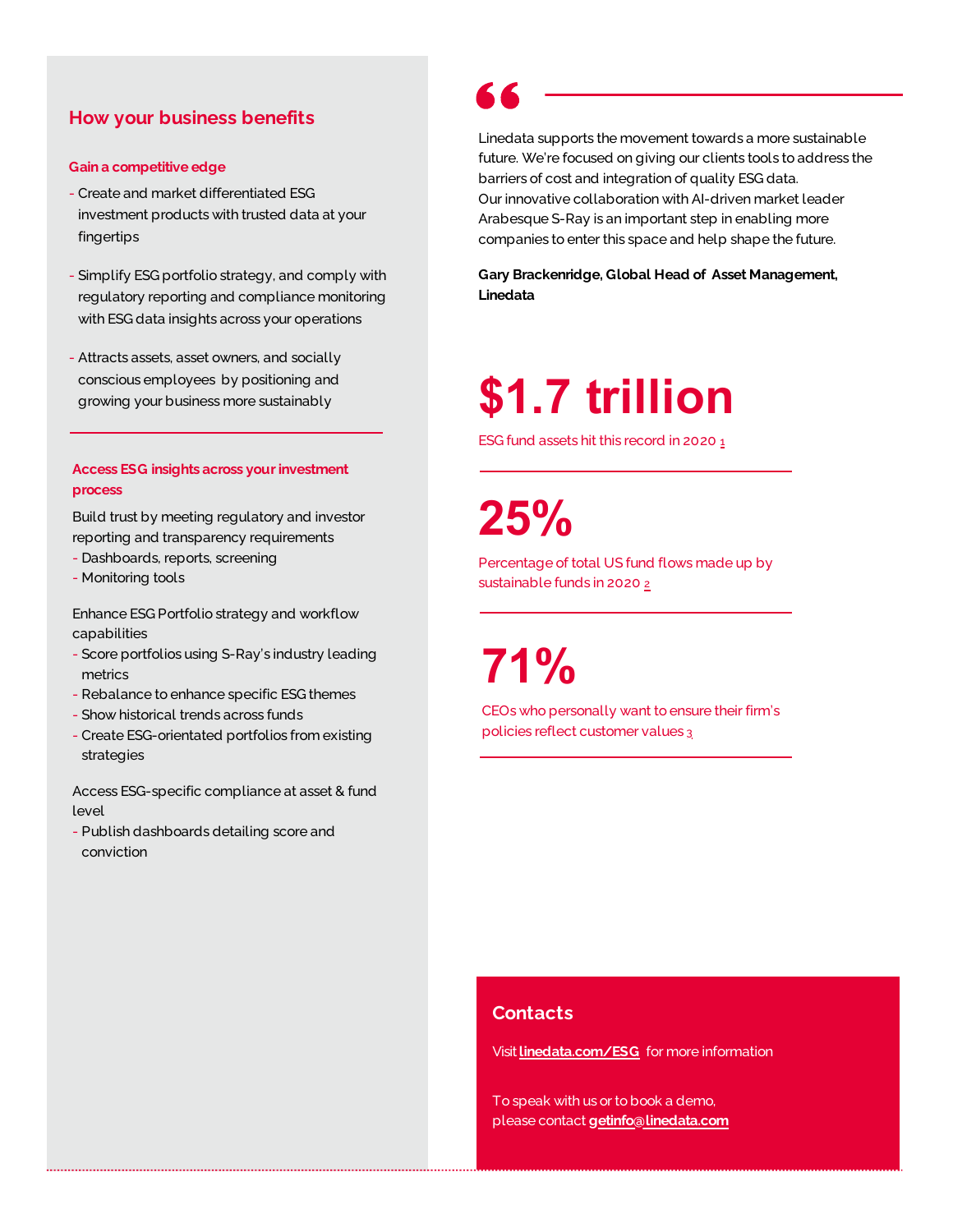## How your business benefits

**Gain a competitive edge**

- Create and market differentiated ESG investment products with trusted data at your fingertips
- Simplify ESG portfolio strategy, and comply with regulatory reporting and compliance monitoring with ESG data insights across your operations
- Attracts assets, asset owners, and socially conscious employees by positioning and growing your business more sustainably

**Access ESG insights across your investment process**

Build trust by meeting regulatory and investor reporting and transparency requirements

- Dashboards, reports, screening
- Monitoring tools

Enhance ESG Portfolio strategy and workflow capabilities

- Score portfolios using S-Ray's industry leading metrics
- Rebalance to enhance specific ESG themes
- Show historical trends across funds
- Create ESG-orientated portfolios from existing strategies

Access ESG-specific compliance at asset & fund level

- Publish dashboards detailing score and conviction

> Linedata supports the movement towards a more sustainable future. We're focused on giving our clients tools to address the barriers of cost and integration of quality ESG data.
> Our innovative collaboration with AI-driven market leader Arabesque S-Ray is an important step in enabling more companies to enter this space and help shape the future.

**Gary Brackenridge, Global Head of Asset Management, Linedata**

# $1.7 trillion

ESG fund assets hit this record in 2020 [1]

# 25%

Percentage of total US fund flows made up by sustainable funds in 2020 [2]

# 71%

CEOs who personally want to ensure their firm's policies reflect customer values [3]

## Contacts

Visit **linedata.com/ESG** for more information

To speak with us or to book a demo, please contact **getinfo@linedata.com**